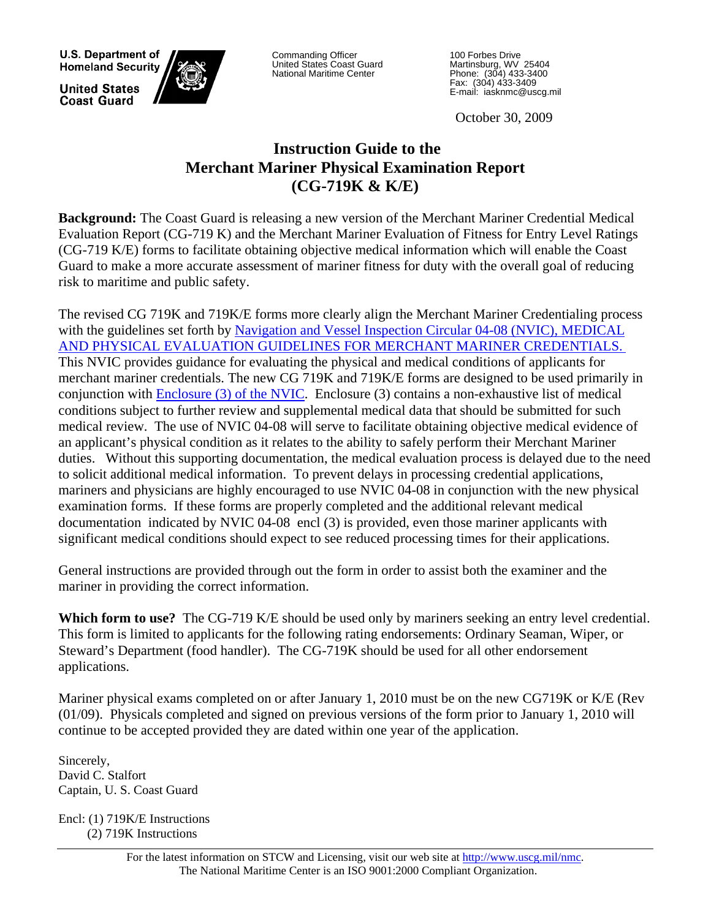U.S. Department of Homeland Security

United States Coast Guard

Commanding Officer
United States Coast Guard
National Maritime Center

100 Forbes Drive
Martinsburg, WV 25404
Phone: (304) 433-3400
Fax: (304) 433-3409
E-mail: iasknmc@uscg.mil

October 30, 2009

# Instruction Guide to the Merchant Mariner Physical Examination Report (CG-719K & K/E)

**Background:** The Coast Guard is releasing a new version of the Merchant Mariner Credential Medical Evaluation Report (CG-719 K) and the Merchant Mariner Evaluation of Fitness for Entry Level Ratings (CG-719 K/E) forms to facilitate obtaining objective medical information which will enable the Coast Guard to make a more accurate assessment of mariner fitness for duty with the overall goal of reducing risk to maritime and public safety.

The revised CG 719K and 719K/E forms more clearly align the Merchant Mariner Credentialing process with the guidelines set forth by Navigation and Vessel Inspection Circular 04-08 (NVIC), MEDICAL AND PHYSICAL EVALUATION GUIDELINES FOR MERCHANT MARINER CREDENTIALS. This NVIC provides guidance for evaluating the physical and medical conditions of applicants for merchant mariner credentials. The new CG 719K and 719K/E forms are designed to be used primarily in conjunction with Enclosure (3) of the NVIC. Enclosure (3) contains a non-exhaustive list of medical conditions subject to further review and supplemental medical data that should be submitted for such medical review. The use of NVIC 04-08 will serve to facilitate obtaining objective medical evidence of an applicant's physical condition as it relates to the ability to safely perform their Merchant Mariner duties. Without this supporting documentation, the medical evaluation process is delayed due to the need to solicit additional medical information. To prevent delays in processing credential applications, mariners and physicians are highly encouraged to use NVIC 04-08 in conjunction with the new physical examination forms. If these forms are properly completed and the additional relevant medical documentation indicated by NVIC 04-08 encl (3) is provided, even those mariner applicants with significant medical conditions should expect to see reduced processing times for their applications.

General instructions are provided through out the form in order to assist both the examiner and the mariner in providing the correct information.

**Which form to use?** The CG-719 K/E should be used only by mariners seeking an entry level credential. This form is limited to applicants for the following rating endorsements: Ordinary Seaman, Wiper, or Steward's Department (food handler). The CG-719K should be used for all other endorsement applications.

Mariner physical exams completed on or after January 1, 2010 must be on the new CG719K or K/E (Rev (01/09). Physicals completed and signed on previous versions of the form prior to January 1, 2010 will continue to be accepted provided they are dated within one year of the application.

Sincerely,
David C. Stalfort
Captain, U. S. Coast Guard

Encl: (1) 719K/E Instructions
(2) 719K Instructions

For the latest information on STCW and Licensing, visit our web site at http://www.uscg.mil/nmc.
The National Maritime Center is an ISO 9001:2000 Compliant Organization.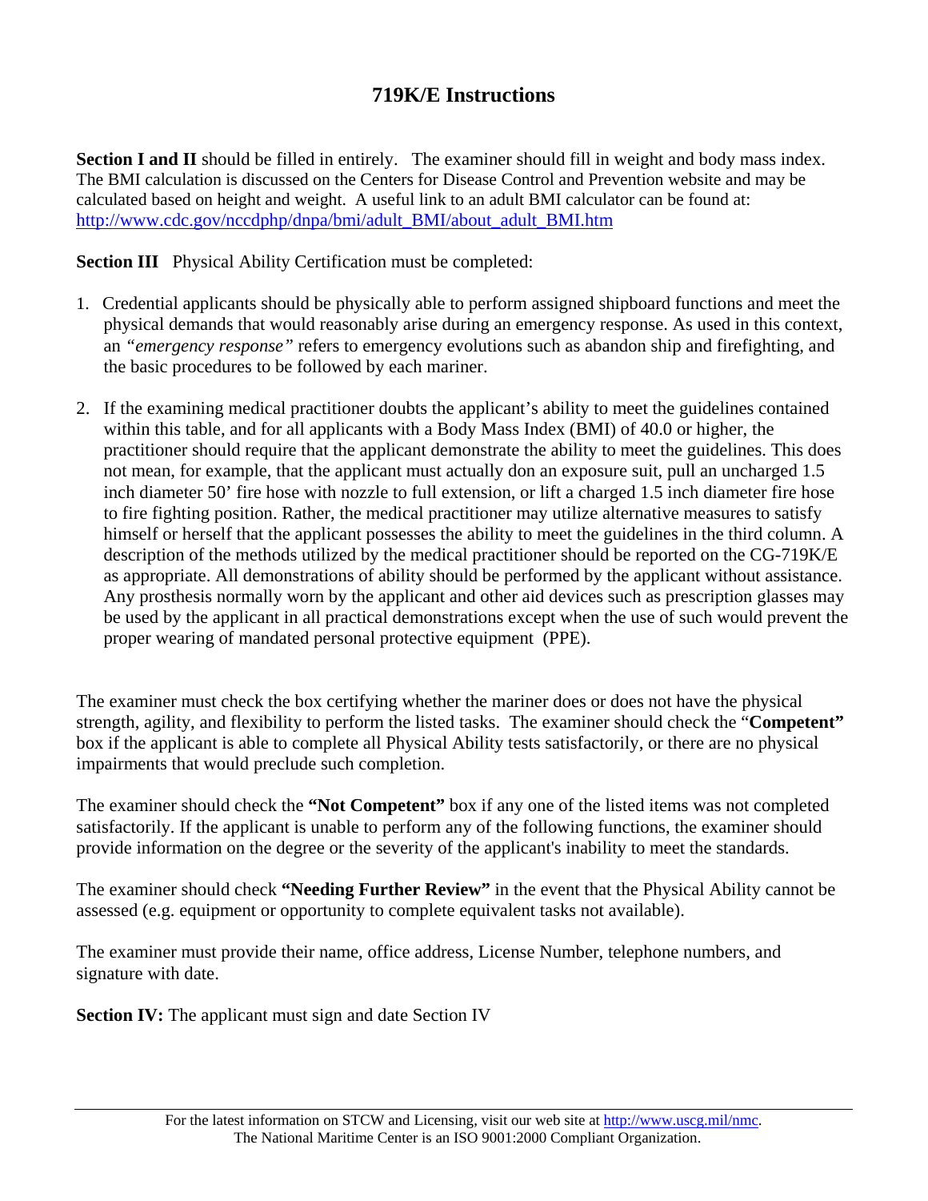# 719K/E Instructions

**Section I and II** should be filled in entirely. The examiner should fill in weight and body mass index. The BMI calculation is discussed on the Centers for Disease Control and Prevention website and may be calculated based on height and weight. A useful link to an adult BMI calculator can be found at: http://www.cdc.gov/nccdphp/dnpa/bmi/adult_BMI/about_adult_BMI.htm

**Section III** Physical Ability Certification must be completed:

1. Credential applicants should be physically able to perform assigned shipboard functions and meet the physical demands that would reasonably arise during an emergency response. As used in this context, an *"emergency response"* refers to emergency evolutions such as abandon ship and firefighting, and the basic procedures to be followed by each mariner.

2. If the examining medical practitioner doubts the applicant's ability to meet the guidelines contained within this table, and for all applicants with a Body Mass Index (BMI) of 40.0 or higher, the practitioner should require that the applicant demonstrate the ability to meet the guidelines. This does not mean, for example, that the applicant must actually don an exposure suit, pull an uncharged 1.5 inch diameter 50' fire hose with nozzle to full extension, or lift a charged 1.5 inch diameter fire hose to fire fighting position. Rather, the medical practitioner may utilize alternative measures to satisfy himself or herself that the applicant possesses the ability to meet the guidelines in the third column. A description of the methods utilized by the medical practitioner should be reported on the CG-719K/E as appropriate. All demonstrations of ability should be performed by the applicant without assistance. Any prosthesis normally worn by the applicant and other aid devices such as prescription glasses may be used by the applicant in all practical demonstrations except when the use of such would prevent the proper wearing of mandated personal protective equipment (PPE).

The examiner must check the box certifying whether the mariner does or does not have the physical strength, agility, and flexibility to perform the listed tasks. The examiner should check the "**Competent"** box if the applicant is able to complete all Physical Ability tests satisfactorily, or there are no physical impairments that would preclude such completion.

The examiner should check the **"Not Competent"** box if any one of the listed items was not completed satisfactorily. If the applicant is unable to perform any of the following functions, the examiner should provide information on the degree or the severity of the applicant's inability to meet the standards.

The examiner should check **"Needing Further Review"** in the event that the Physical Ability cannot be assessed (e.g. equipment or opportunity to complete equivalent tasks not available).

The examiner must provide their name, office address, License Number, telephone numbers, and signature with date.

**Section IV:** The applicant must sign and date Section IV

For the latest information on STCW and Licensing, visit our web site at http://www.uscg.mil/nmc.
The National Maritime Center is an ISO 9001:2000 Compliant Organization.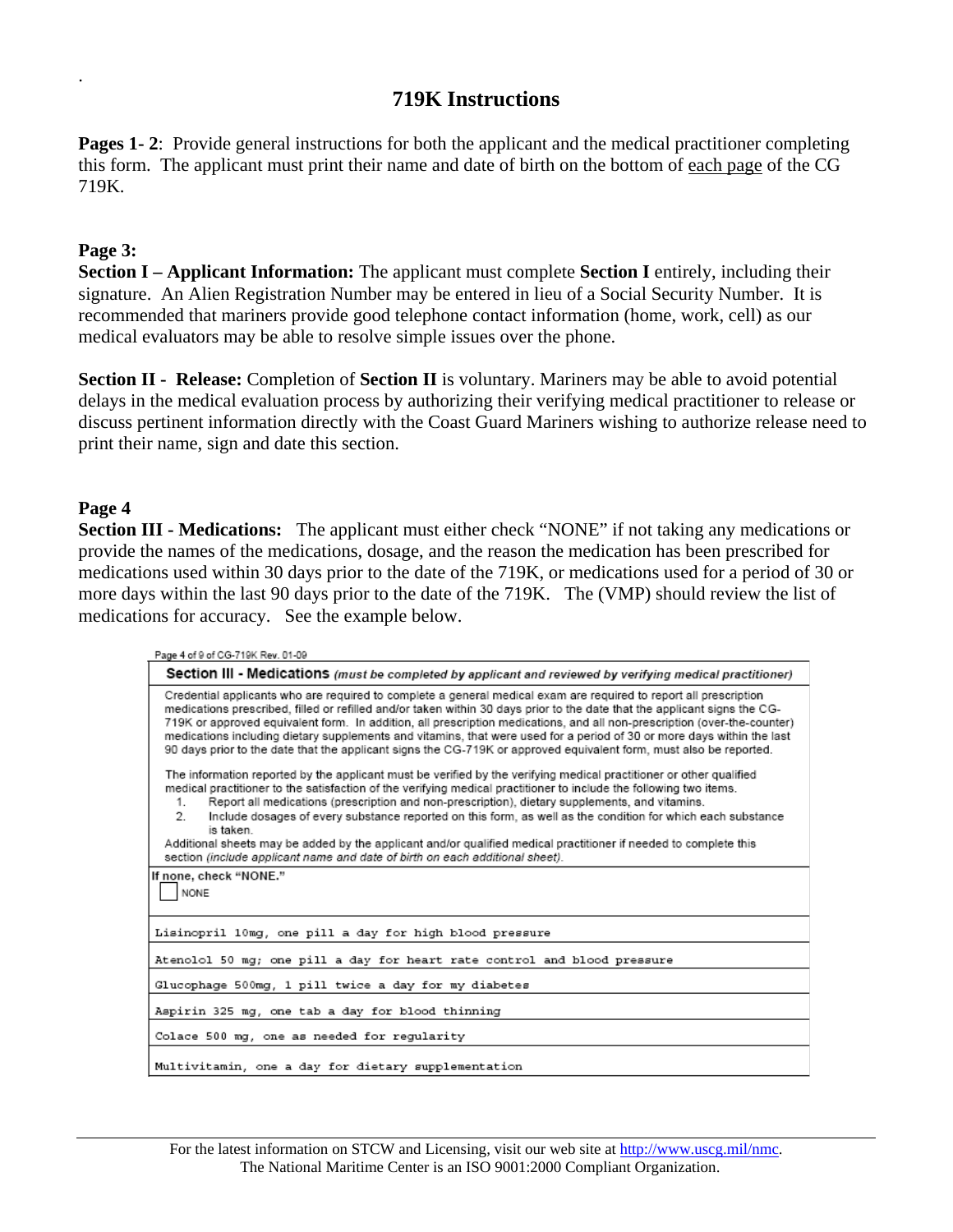# 719K Instructions

**Pages 1- 2**: Provide general instructions for both the applicant and the medical practitioner completing this form. The applicant must print their name and date of birth on the bottom of each page of the CG 719K.

**Page 3:**

**Section I – Applicant Information:** The applicant must complete **Section I** entirely, including their signature. An Alien Registration Number may be entered in lieu of a Social Security Number. It is recommended that mariners provide good telephone contact information (home, work, cell) as our medical evaluators may be able to resolve simple issues over the phone.

**Section II - Release:** Completion of **Section II** is voluntary. Mariners may be able to avoid potential delays in the medical evaluation process by authorizing their verifying medical practitioner to release or discuss pertinent information directly with the Coast Guard Mariners wishing to authorize release need to print their name, sign and date this section.

**Page 4**

**Section III - Medications:** The applicant must either check "NONE" if not taking any medications or provide the names of the medications, dosage, and the reason the medication has been prescribed for medications used within 30 days prior to the date of the 719K, or medications used for a period of 30 or more days within the last 90 days prior to the date of the 719K. The (VMP) should review the list of medications for accuracy. See the example below.

Page 4 of 9 of CG-719K Rev. 01-09

| **Section III - Medications** *(must be completed by applicant and reviewed by verifying medical practitioner)* |
|---|
| Credential applicants who are required to complete a general medical exam are required to report all prescription medications prescribed, filled or refilled and/or taken within 30 days prior to the date that the applicant signs the CG-719K or approved equivalent form. In addition, all prescription medications, and all non-prescription (over-the-counter) medications including dietary supplements and vitamins, that were used for a period of 30 or more days within the last 90 days prior to the date that the applicant signs the CG-719K or approved equivalent form, must also be reported.<br><br>The information reported by the applicant must be verified by the verifying medical practitioner or other qualified medical practitioner to the satisfaction of the verifying medical practitioner to include the following two items.<br>1. Report all medications (prescription and non-prescription), dietary supplements, and vitamins.<br>2. Include dosages of every substance reported on this form, as well as the condition for which each substance is taken.<br>Additional sheets may be added by the applicant and/or qualified medical practitioner if needed to complete this section *(include applicant name and date of birth on each additional sheet)*. |
| If none, check "NONE."<br>☐ NONE |
| Lisinopril 10mg, one pill a day for high blood pressure |
| Atenolol 50 mg; one pill a day for heart rate control and blood pressure |
| Glucophage 500mg, 1 pill twice a day for my diabetes |
| Aspirin 325 mg, one tab a day for blood thinning |
| Colace 500 mg, one as needed for regularity |
| Multivitamin, one a day for dietary supplementation |

For the latest information on STCW and Licensing, visit our web site at http://www.uscg.mil/nmc.
The National Maritime Center is an ISO 9001:2000 Compliant Organization.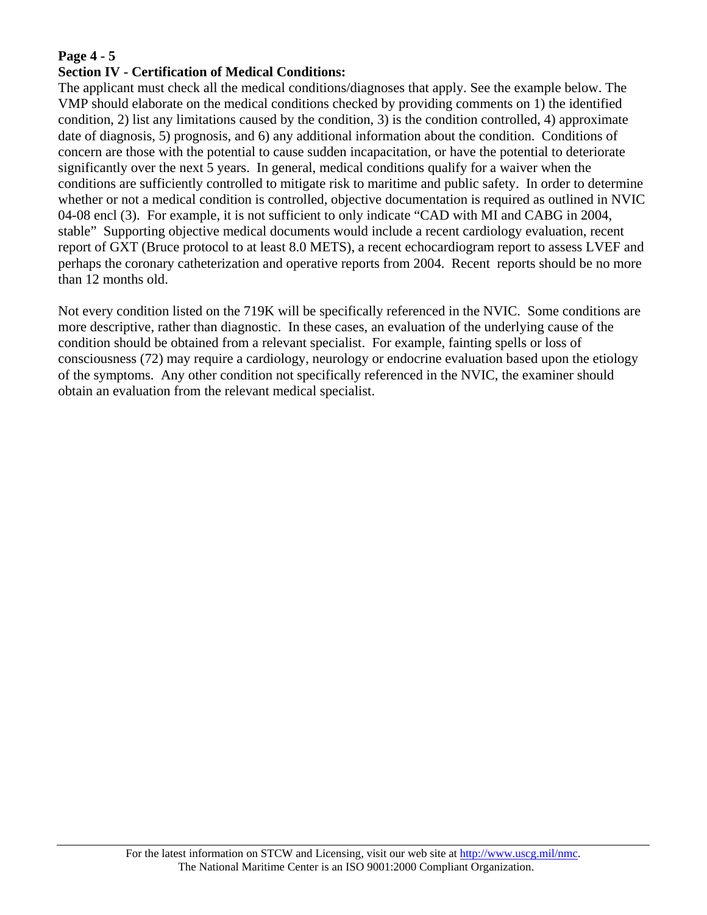**Page 4 - 5**

**Section IV - Certification of Medical Conditions:**

The applicant must check all the medical conditions/diagnoses that apply. See the example below. The VMP should elaborate on the medical conditions checked by providing comments on 1) the identified condition, 2) list any limitations caused by the condition, 3) is the condition controlled, 4) approximate date of diagnosis, 5) prognosis, and 6) any additional information about the condition. Conditions of concern are those with the potential to cause sudden incapacitation, or have the potential to deteriorate significantly over the next 5 years. In general, medical conditions qualify for a waiver when the conditions are sufficiently controlled to mitigate risk to maritime and public safety. In order to determine whether or not a medical condition is controlled, objective documentation is required as outlined in NVIC 04-08 encl (3). For example, it is not sufficient to only indicate "CAD with MI and CABG in 2004, stable" Supporting objective medical documents would include a recent cardiology evaluation, recent report of GXT (Bruce protocol to at least 8.0 METS), a recent echocardiogram report to assess LVEF and perhaps the coronary catheterization and operative reports from 2004. Recent reports should be no more than 12 months old.

Not every condition listed on the 719K will be specifically referenced in the NVIC. Some conditions are more descriptive, rather than diagnostic. In these cases, an evaluation of the underlying cause of the condition should be obtained from a relevant specialist. For example, fainting spells or loss of consciousness (72) may require a cardiology, neurology or endocrine evaluation based upon the etiology of the symptoms. Any other condition not specifically referenced in the NVIC, the examiner should obtain an evaluation from the relevant medical specialist.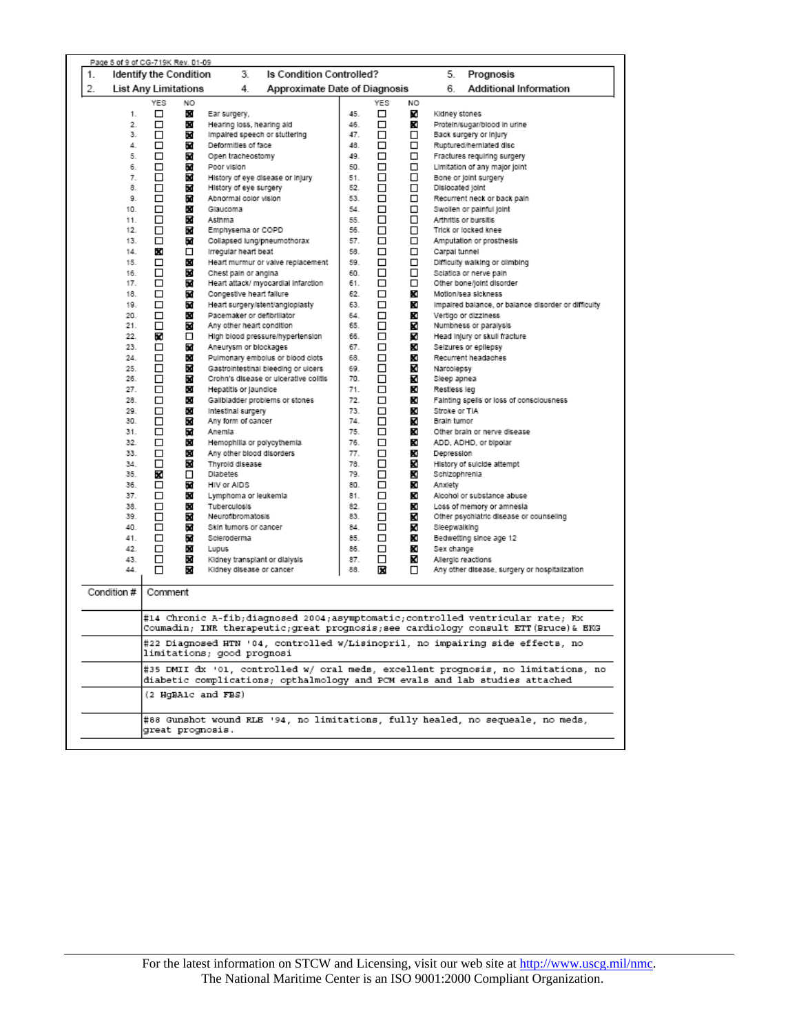Page 5 of 9 of CG-719K Rev. 01-09

| 1. | Identify the Condition | 3. | Is Condition Controlled? | 5. | Prognosis |
|---|---|---|---|---|---|
| 2. | List Any Limitations | 4. | Approximate Date of Diagnosis | 6. | Additional Information |

| # | YES | NO | Condition | # | YES | NO | Condition |
|---|---|---|---|---|---|---|---|
| 1. | ☐ | ☒ | Ear surgery, | 45. | ☐ | ☒ | Kidney stones |
| 2. | ☐ | ☒ | Hearing loss, hearing aid | 46. | ☐ | ☒ | Protein/sugar/blood in urine |
| 3. | ☐ | ☒ | Impaired speech or stuttering | 47. | ☐ | ☐ | Back surgery or injury |
| 4. | ☐ | ☒ | Deformities of face | 48. | ☐ | ☐ | Ruptured/herniated disc |
| 5. | ☐ | ☒ | Open tracheostomy | 49. | ☐ | ☐ | Fractures requiring surgery |
| 6. | ☐ | ☒ | Poor vision | 50. | ☐ | ☐ | Limitation of any major joint |
| 7. | ☐ | ☒ | History of eye disease or injury | 51. | ☐ | ☐ | Bone or joint surgery |
| 8. | ☐ | ☒ | History of eye surgery | 52. | ☐ | ☐ | Dislocated joint |
| 9. | ☐ | ☒ | Abnormal color vision | 53. | ☐ | ☐ | Recurrent neck or back pain |
| 10. | ☐ | ☒ | Glaucoma | 54. | ☐ | ☐ | Swollen or painful joint |
| 11. | ☐ | ☒ | Asthma | 55. | ☐ | ☐ | Arthritis or bursitis |
| 12. | ☐ | ☒ | Emphysema or COPD | 56. | ☐ | ☐ | Trick or locked knee |
| 13. | ☐ | ☒ | Collapsed lung/pneumothorax | 57. | ☐ | ☐ | Amputation or prosthesis |
| 14. | ☒ | ☐ | Irregular heart beat | 58. | ☐ | ☐ | Carpal tunnel |
| 15. | ☐ | ☒ | Heart murmur or valve replacement | 59. | ☐ | ☐ | Difficulty walking or climbing |
| 16. | ☐ | ☒ | Chest pain or angina | 60. | ☐ | ☐ | Sciatica or nerve pain |
| 17. | ☐ | ☒ | Heart attack/ myocardial infarction | 61. | ☐ | ☐ | Other bone/joint disorder |
| 18. | ☐ | ☒ | Congestive heart failure | 62. | ☐ | ☒ | Motion/sea sickness |
| 19. | ☐ | ☒ | Heart surgery/stent/angioplasty | 63. | ☐ | ☒ | Impaired balance, or balance disorder or difficulty |
| 20. | ☐ | ☒ | Pacemaker or defibrillator | 64. | ☐ | ☒ | Vertigo or dizziness |
| 21. | ☐ | ☒ | Any other heart condition | 65. | ☐ | ☒ | Numbness or paralysis |
| 22. | ☒ | ☐ | High blood pressure/hypertension | 66. | ☐ | ☒ | Head injury or skull fracture |
| 23. | ☐ | ☒ | Aneurysm or blockages | 67. | ☐ | ☒ | Seizures or epilepsy |
| 24. | ☐ | ☒ | Pulmonary embolus or blood clots | 68. | ☐ | ☒ | Recurrent headaches |
| 25. | ☐ | ☒ | Gastrointestinal bleeding or ulcers | 69. | ☐ | ☒ | Narcolepsy |
| 26. | ☐ | ☒ | Crohn's disease or ulcerative colitis | 70. | ☐ | ☒ | Sleep apnea |
| 27. | ☐ | ☒ | Hepatitis or jaundice | 71. | ☐ | ☒ | Restless leg |
| 28. | ☐ | ☒ | Gallbladder problems or stones | 72. | ☐ | ☒ | Fainting spells or loss of consciousness |
| 29. | ☐ | ☒ | Intestinal surgery | 73. | ☐ | ☒ | Stroke or TIA |
| 30. | ☐ | ☒ | Any form of cancer | 74. | ☐ | ☒ | Brain tumor |
| 31. | ☐ | ☒ | Anemia | 75. | ☐ | ☒ | Other brain or nerve disease |
| 32. | ☐ | ☒ | Hemophilia or polycythemia | 76. | ☐ | ☒ | ADD, ADHD, or bipolar |
| 33. | ☐ | ☒ | Any other blood disorders | 77. | ☐ | ☒ | Depression |
| 34. | ☐ | ☒ | Thyroid disease | 78. | ☐ | ☒ | History of suicide attempt |
| 35. | ☒ | ☐ | Diabetes | 79. | ☐ | ☒ | Schizophrenia |
| 36. | ☐ | ☒ | HIV or AIDS | 80. | ☐ | ☒ | Anxiety |
| 37. | ☐ | ☒ | Lymphoma or leukemia | 81. | ☐ | ☒ | Alcohol or substance abuse |
| 38. | ☐ | ☒ | Tuberculosis | 82. | ☐ | ☒ | Loss of memory or amnesia |
| 39. | ☐ | ☒ | Neurofibromatosis | 83. | ☐ | ☒ | Other psychiatric disease or counseling |
| 40. | ☐ | ☒ | Skin tumors or cancer | 84. | ☐ | ☒ | Sleepwalking |
| 41. | ☐ | ☒ | Scleroderma | 85. | ☐ | ☒ | Bedwetting since age 12 |
| 42. | ☐ | ☒ | Lupus | 86. | ☐ | ☒ | Sex change |
| 43. | ☐ | ☒ | Kidney transplant or dialysis | 87. | ☐ | ☒ | Allergic reactions |
| 44. | ☐ | ☒ | Kidney disease or cancer | 88. | ☒ | ☐ | Any other disease, surgery or hospitalization |

| Condition # | Comment |
|---|---|
| | #14 Chronic A-fib;diagnosed 2004;asymptomatic;controlled ventricular rate; Rx Coumadin; INR therapeutic;great prognosis;see cardiology consult ETT(Bruce)& EKG |
| | #22 Diagnosed HTN '04, controlled w/Lisinopril, no impairing side effects, no limitations; good prognosi |
| | #35 DMII dx '01, controlled w/ oral meds, excellent prognosis, no limitations, no diabetic complications; opthalmology and PCM evals and lab studies attached |
| | (2 HgBA1c and FBS) |
| | #88 Gunshot wound RLE '94, no limitations, fully healed, no sequeale, no meds, great prognosis. |

For the latest information on STCW and Licensing, visit our web site at http://www.uscg.mil/nmc.
The National Maritime Center is an ISO 9001:2000 Compliant Organization.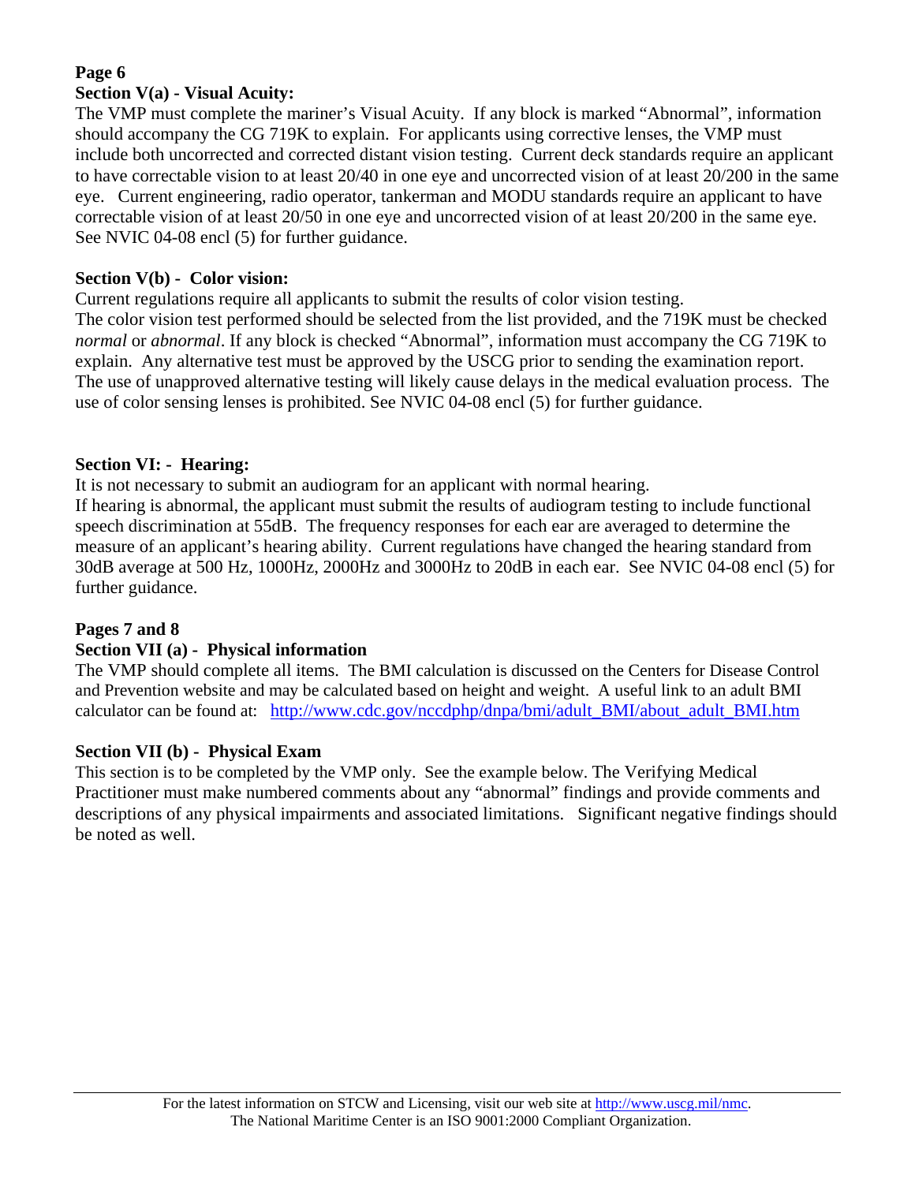**Page 6**

**Section V(a) - Visual Acuity:**

The VMP must complete the mariner's Visual Acuity. If any block is marked "Abnormal", information should accompany the CG 719K to explain. For applicants using corrective lenses, the VMP must include both uncorrected and corrected distant vision testing. Current deck standards require an applicant to have correctable vision to at least 20/40 in one eye and uncorrected vision of at least 20/200 in the same eye. Current engineering, radio operator, tankerman and MODU standards require an applicant to have correctable vision of at least 20/50 in one eye and uncorrected vision of at least 20/200 in the same eye. See NVIC 04-08 encl (5) for further guidance.

**Section V(b) - Color vision:**

Current regulations require all applicants to submit the results of color vision testing. The color vision test performed should be selected from the list provided, and the 719K must be checked *normal* or *abnormal*. If any block is checked "Abnormal", information must accompany the CG 719K to explain. Any alternative test must be approved by the USCG prior to sending the examination report. The use of unapproved alternative testing will likely cause delays in the medical evaluation process. The use of color sensing lenses is prohibited. See NVIC 04-08 encl (5) for further guidance.

**Section VI: - Hearing:**

It is not necessary to submit an audiogram for an applicant with normal hearing. If hearing is abnormal, the applicant must submit the results of audiogram testing to include functional speech discrimination at 55dB. The frequency responses for each ear are averaged to determine the measure of an applicant's hearing ability. Current regulations have changed the hearing standard from 30dB average at 500 Hz, 1000Hz, 2000Hz and 3000Hz to 20dB in each ear. See NVIC 04-08 encl (5) for further guidance.

**Pages 7 and 8**

**Section VII (a) - Physical information**

The VMP should complete all items. The BMI calculation is discussed on the Centers for Disease Control and Prevention website and may be calculated based on height and weight. A useful link to an adult BMI calculator can be found at: http://www.cdc.gov/nccdphp/dnpa/bmi/adult_BMI/about_adult_BMI.htm

**Section VII (b) - Physical Exam**

This section is to be completed by the VMP only. See the example below. The Verifying Medical Practitioner must make numbered comments about any "abnormal" findings and provide comments and descriptions of any physical impairments and associated limitations. Significant negative findings should be noted as well.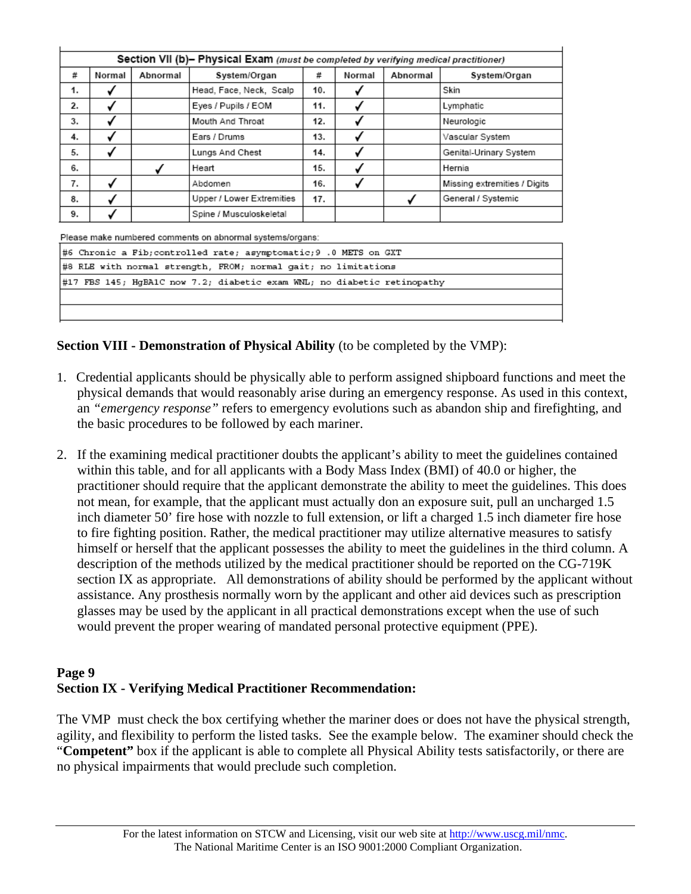| Section VII (b)– Physical Exam *(must be completed by verifying medical practitioner)* | | | | | | | |
|---|---|---|---|---|---|---|---|
| # | Normal | Abnormal | System/Organ | # | Normal | Abnormal | System/Organ |
| 1. | ✓ | | Head, Face, Neck, Scalp | 10. | ✓ | | Skin |
| 2. | ✓ | | Eyes / Pupils / EOM | 11. | ✓ | | Lymphatic |
| 3. | ✓ | | Mouth And Throat | 12. | ✓ | | Neurologic |
| 4. | ✓ | | Ears / Drums | 13. | ✓ | | Vascular System |
| 5. | ✓ | | Lungs And Chest | 14. | ✓ | | Genital-Urinary System |
| 6. | | ✓ | Heart | 15. | ✓ | | Hernia |
| 7. | ✓ | | Abdomen | 16. | ✓ | | Missing extremities / Digits |
| 8. | ✓ | | Upper / Lower Extremities | 17. | | ✓ | General / Systemic |
| 9. | ✓ | | Spine / Musculoskeletal | | | | |

Please make numbered comments on abnormal systems/organs:

| |
|---|
| #6 Chronic a Fib;controlled rate; asymptomatic;9 .0 METS on GXT |
| #8 RLE with normal strength, FROM; normal gait; no limitations |
| #17 FBS 145; HgBA1C now 7.2; diabetic exam WNL; no diabetic retinopathy |
| |
| |

**Section VIII - Demonstration of Physical Ability** (to be completed by the VMP):

1. Credential applicants should be physically able to perform assigned shipboard functions and meet the physical demands that would reasonably arise during an emergency response. As used in this context, an *"emergency response"* refers to emergency evolutions such as abandon ship and firefighting, and the basic procedures to be followed by each mariner.

2. If the examining medical practitioner doubts the applicant's ability to meet the guidelines contained within this table, and for all applicants with a Body Mass Index (BMI) of 40.0 or higher, the practitioner should require that the applicant demonstrate the ability to meet the guidelines. This does not mean, for example, that the applicant must actually don an exposure suit, pull an uncharged 1.5 inch diameter 50' fire hose with nozzle to full extension, or lift a charged 1.5 inch diameter fire hose to fire fighting position. Rather, the medical practitioner may utilize alternative measures to satisfy himself or herself that the applicant possesses the ability to meet the guidelines in the third column. A description of the methods utilized by the medical practitioner should be reported on the CG-719K section IX as appropriate. All demonstrations of ability should be performed by the applicant without assistance. Any prosthesis normally worn by the applicant and other aid devices such as prescription glasses may be used by the applicant in all practical demonstrations except when the use of such would prevent the proper wearing of mandated personal protective equipment (PPE).

**Page 9**
**Section IX - Verifying Medical Practitioner Recommendation:**

The VMP must check the box certifying whether the mariner does or does not have the physical strength, agility, and flexibility to perform the listed tasks. See the example below. The examiner should check the "**Competent"** box if the applicant is able to complete all Physical Ability tests satisfactorily, or there are no physical impairments that would preclude such completion.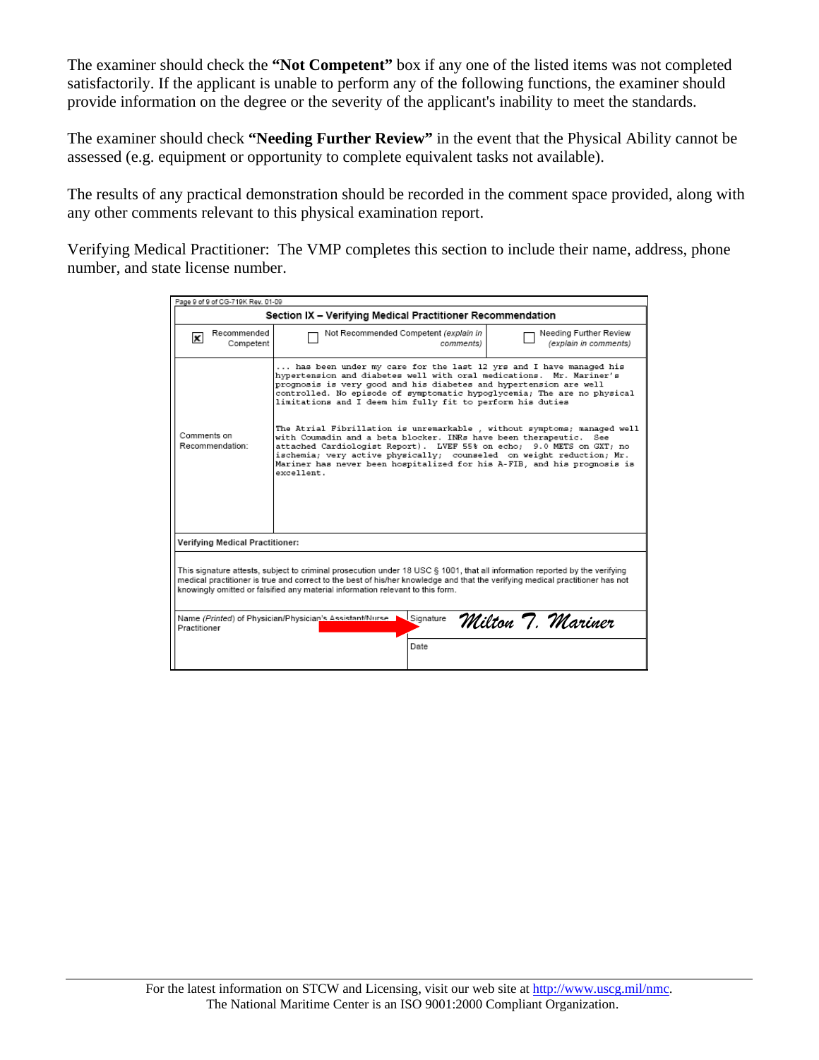The examiner should check the **"Not Competent"** box if any one of the listed items was not completed satisfactorily. If the applicant is unable to perform any of the following functions, the examiner should provide information on the degree or the severity of the applicant's inability to meet the standards.

The examiner should check **"Needing Further Review"** in the event that the Physical Ability cannot be assessed (e.g. equipment or opportunity to complete equivalent tasks not available).

The results of any practical demonstration should be recorded in the comment space provided, along with any other comments relevant to this physical examination report.

Verifying Medical Practitioner: The VMP completes this section to include their name, address, phone number, and state license number.

Page 9 of 9 of CG-719K Rev. 01-09

**Section IX – Verifying Medical Practitioner Recommendation**

| | | |
|---|---|---|
| [X] Recommended Competent | [ ] Not Recommended Competent *(explain in comments)* | [ ] Needing Further Review *(explain in comments)* |
| Comments on Recommendation: | ... has been under my care for the last 12 yrs and I have managed his hypertension and diabetes well with oral medications. Mr. Mariner's prognosis is very good and his diabetes and hypertension are well controlled. No episode of symptomatic hypoglycemia; The are no physical limitations and I deem him fully fit to perform his duties<br><br>The Atrial Fibrillation is unremarkable , without symptoms; managed well with Coumadin and a beta blocker. INRs have been therapeutic. See attached Cardiologist Report). LVEF 55% on echo; 9.0 METS on GXT; no ischemia; very active physically; counseled on weight reduction; Mr. Mariner has never been hospitalized for his A-FIB, and his prognosis is excellent. | |

**Verifying Medical Practitioner:**

This signature attests, subject to criminal prosecution under 18 USC § 1001, that all information reported by the verifying medical practitioner is true and correct to the best of his/her knowledge and that the verifying medical practitioner has not knowingly omitted or falsified any material information relevant to this form.

| | |
|---|---|
| Name *(Printed)* of Physician/Physician's Assistant/Nurse Practitioner | Signature *Milton T. Mariner* |
| | Date |

For the latest information on STCW and Licensing, visit our web site at http://www.uscg.mil/nmc.
The National Maritime Center is an ISO 9001:2000 Compliant Organization.